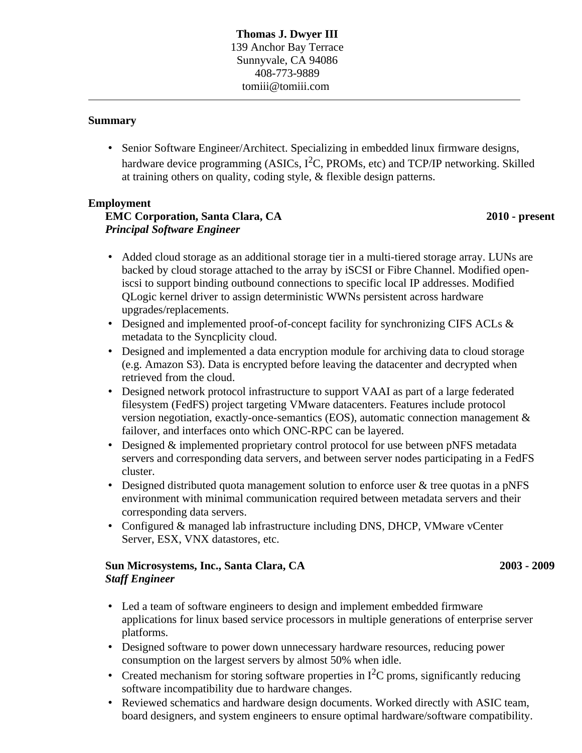**Thomas J. Dwyer III**
139 Anchor Bay Terrace
Sunnyvale, CA 94086
408-773-9889
tomiii@tomiii.com

---

## Summary

- Senior Software Engineer/Architect. Specializing in embedded linux firmware designs, hardware device programming (ASICs, I$^2$C, PROMs, etc) and TCP/IP networking. Skilled at training others on quality, coding style, & flexible design patterns.

## Employment

**EMC Corporation, Santa Clara, CA** **2010 - present**
***Principal Software Engineer***

- Added cloud storage as an additional storage tier in a multi-tiered storage array. LUNs are backed by cloud storage attached to the array by iSCSI or Fibre Channel. Modified open-iscsi to support binding outbound connections to specific local IP addresses. Modified QLogic kernel driver to assign deterministic WWNs persistent across hardware upgrades/replacements.
- Designed and implemented proof-of-concept facility for synchronizing CIFS ACLs & metadata to the Syncplicity cloud.
- Designed and implemented a data encryption module for archiving data to cloud storage (e.g. Amazon S3). Data is encrypted before leaving the datacenter and decrypted when retrieved from the cloud.
- Designed network protocol infrastructure to support VAAI as part of a large federated filesystem (FedFS) project targeting VMware datacenters. Features include protocol version negotiation, exactly-once-semantics (EOS), automatic connection management & failover, and interfaces onto which ONC-RPC can be layered.
- Designed & implemented proprietary control protocol for use between pNFS metadata servers and corresponding data servers, and between server nodes participating in a FedFS cluster.
- Designed distributed quota management solution to enforce user & tree quotas in a pNFS environment with minimal communication required between metadata servers and their corresponding data servers.
- Configured & managed lab infrastructure including DNS, DHCP, VMware vCenter Server, ESX, VNX datastores, etc.

**Sun Microsystems, Inc., Santa Clara, CA** **2003 - 2009**
***Staff Engineer***

- Led a team of software engineers to design and implement embedded firmware applications for linux based service processors in multiple generations of enterprise server platforms.
- Designed software to power down unnecessary hardware resources, reducing power consumption on the largest servers by almost 50% when idle.
- Created mechanism for storing software properties in I$^2$C proms, significantly reducing software incompatibility due to hardware changes.
- Reviewed schematics and hardware design documents. Worked directly with ASIC team, board designers, and system engineers to ensure optimal hardware/software compatibility.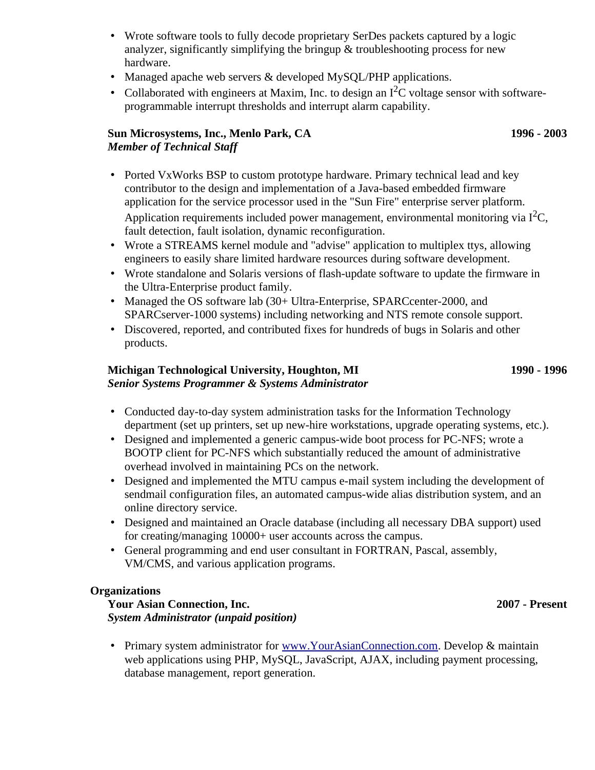- Wrote software tools to fully decode proprietary SerDes packets captured by a logic analyzer, significantly simplifying the bringup & troubleshooting process for new hardware.
- Managed apache web servers & developed MySQL/PHP applications.
- Collaborated with engineers at Maxim, Inc. to design an $I^2C$ voltage sensor with software-programmable interrupt thresholds and interrupt alarm capability.

**Sun Microsystems, Inc., Menlo Park, CA** **1996 - 2003**
***Member of Technical Staff***

- Ported VxWorks BSP to custom prototype hardware. Primary technical lead and key contributor to the design and implementation of a Java-based embedded firmware application for the service processor used in the "Sun Fire" enterprise server platform. Application requirements included power management, environmental monitoring via $I^2C$, fault detection, fault isolation, dynamic reconfiguration.
- Wrote a STREAMS kernel module and "advise" application to multiplex ttys, allowing engineers to easily share limited hardware resources during software development.
- Wrote standalone and Solaris versions of flash-update software to update the firmware in the Ultra-Enterprise product family.
- Managed the OS software lab (30+ Ultra-Enterprise, SPARCcenter-2000, and SPARCserver-1000 systems) including networking and NTS remote console support.
- Discovered, reported, and contributed fixes for hundreds of bugs in Solaris and other products.

**Michigan Technological University, Houghton, MI** **1990 - 1996**
***Senior Systems Programmer & Systems Administrator***

- Conducted day-to-day system administration tasks for the Information Technology department (set up printers, set up new-hire workstations, upgrade operating systems, etc.).
- Designed and implemented a generic campus-wide boot process for PC-NFS; wrote a BOOTP client for PC-NFS which substantially reduced the amount of administrative overhead involved in maintaining PCs on the network.
- Designed and implemented the MTU campus e-mail system including the development of sendmail configuration files, an automated campus-wide alias distribution system, and an online directory service.
- Designed and maintained an Oracle database (including all necessary DBA support) used for creating/managing 10000+ user accounts across the campus.
- General programming and end user consultant in FORTRAN, Pascal, assembly, VM/CMS, and various application programs.

**Organizations**

**Your Asian Connection, Inc.** **2007 - Present**
***System Administrator (unpaid position)***

- Primary system administrator for [www.YourAsianConnection.com](http://www.YourAsianConnection.com). Develop & maintain web applications using PHP, MySQL, JavaScript, AJAX, including payment processing, database management, report generation.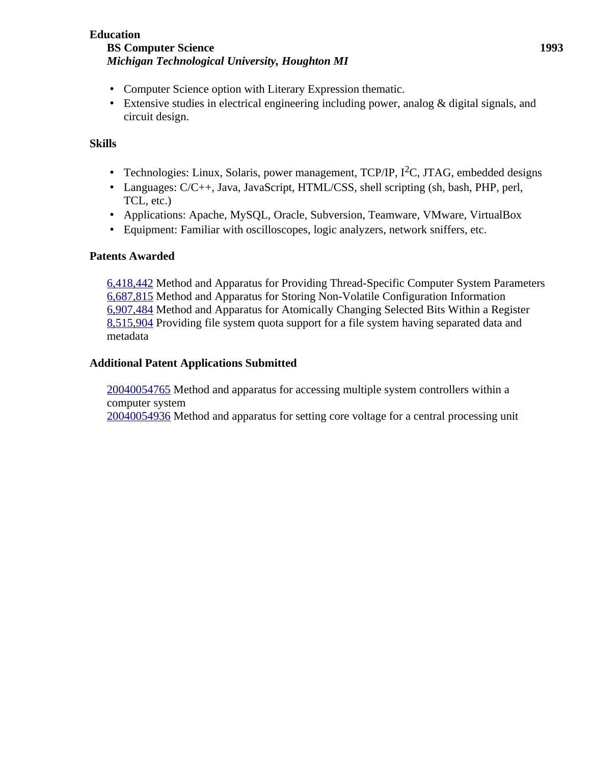## Education

**BS Computer Science** **1993**
***Michigan Technological University, Houghton MI***

- Computer Science option with Literary Expression thematic.
- Extensive studies in electrical engineering including power, analog & digital signals, and circuit design.

## Skills

- Technologies: Linux, Solaris, power management, TCP/IP, $I^2C$, JTAG, embedded designs
- Languages: C/C++, Java, JavaScript, HTML/CSS, shell scripting (sh, bash, PHP, perl, TCL, etc.)
- Applications: Apache, MySQL, Oracle, Subversion, Teamware, VMware, VirtualBox
- Equipment: Familiar with oscilloscopes, logic analyzers, network sniffers, etc.

## Patents Awarded

6,418,442 Method and Apparatus for Providing Thread-Specific Computer System Parameters
6,687,815 Method and Apparatus for Storing Non-Volatile Configuration Information
6,907,484 Method and Apparatus for Atomically Changing Selected Bits Within a Register
8,515,904 Providing file system quota support for a file system having separated data and metadata

## Additional Patent Applications Submitted

20040054765 Method and apparatus for accessing multiple system controllers within a computer system
20040054936 Method and apparatus for setting core voltage for a central processing unit